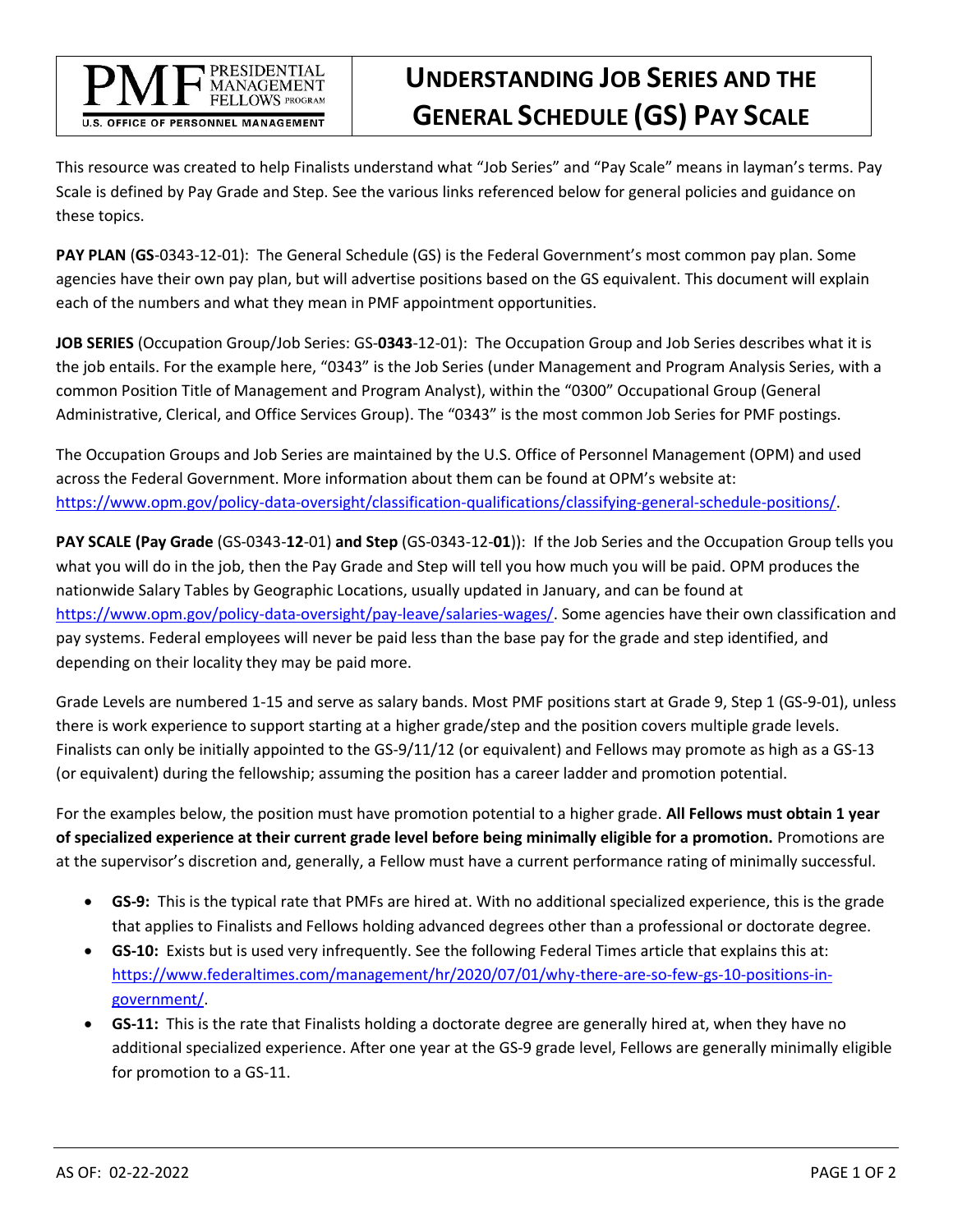PMF PRESIDENTIAL MANAGEMENT FELLOWS PROGRAM
U.S. OFFICE OF PERSONNEL MANAGEMENT

# UNDERSTANDING JOB SERIES AND THE GENERAL SCHEDULE (GS) PAY SCALE

This resource was created to help Finalists understand what "Job Series" and "Pay Scale" means in layman's terms. Pay Scale is defined by Pay Grade and Step. See the various links referenced below for general policies and guidance on these topics.

**PAY PLAN** (**GS**-0343-12-01): The General Schedule (GS) is the Federal Government's most common pay plan. Some agencies have their own pay plan, but will advertise positions based on the GS equivalent. This document will explain each of the numbers and what they mean in PMF appointment opportunities.

**JOB SERIES** (Occupation Group/Job Series: GS-**0343**-12-01): The Occupation Group and Job Series describes what it is the job entails. For the example here, "0343" is the Job Series (under Management and Program Analysis Series, with a common Position Title of Management and Program Analyst), within the "0300" Occupational Group (General Administrative, Clerical, and Office Services Group). The "0343" is the most common Job Series for PMF postings.

The Occupation Groups and Job Series are maintained by the U.S. Office of Personnel Management (OPM) and used across the Federal Government. More information about them can be found at OPM's website at: https://www.opm.gov/policy-data-oversight/classification-qualifications/classifying-general-schedule-positions/.

**PAY SCALE (Pay Grade** (GS-0343-**12**-01) **and Step** (GS-0343-12-**01**)): If the Job Series and the Occupation Group tells you what you will do in the job, then the Pay Grade and Step will tell you how much you will be paid. OPM produces the nationwide Salary Tables by Geographic Locations, usually updated in January, and can be found at https://www.opm.gov/policy-data-oversight/pay-leave/salaries-wages/. Some agencies have their own classification and pay systems. Federal employees will never be paid less than the base pay for the grade and step identified, and depending on their locality they may be paid more.

Grade Levels are numbered 1-15 and serve as salary bands. Most PMF positions start at Grade 9, Step 1 (GS-9-01), unless there is work experience to support starting at a higher grade/step and the position covers multiple grade levels. Finalists can only be initially appointed to the GS-9/11/12 (or equivalent) and Fellows may promote as high as a GS-13 (or equivalent) during the fellowship; assuming the position has a career ladder and promotion potential.

For the examples below, the position must have promotion potential to a higher grade. **All Fellows must obtain 1 year of specialized experience at their current grade level before being minimally eligible for a promotion.** Promotions are at the supervisor's discretion and, generally, a Fellow must have a current performance rating of minimally successful.

- **GS-9:** This is the typical rate that PMFs are hired at. With no additional specialized experience, this is the grade that applies to Finalists and Fellows holding advanced degrees other than a professional or doctorate degree.
- **GS-10:** Exists but is used very infrequently. See the following Federal Times article that explains this at: https://www.federaltimes.com/management/hr/2020/07/01/why-there-are-so-few-gs-10-positions-in-government/.
- **GS-11:** This is the rate that Finalists holding a doctorate degree are generally hired at, when they have no additional specialized experience. After one year at the GS-9 grade level, Fellows are generally minimally eligible for promotion to a GS-11.

AS OF: 02-22-2022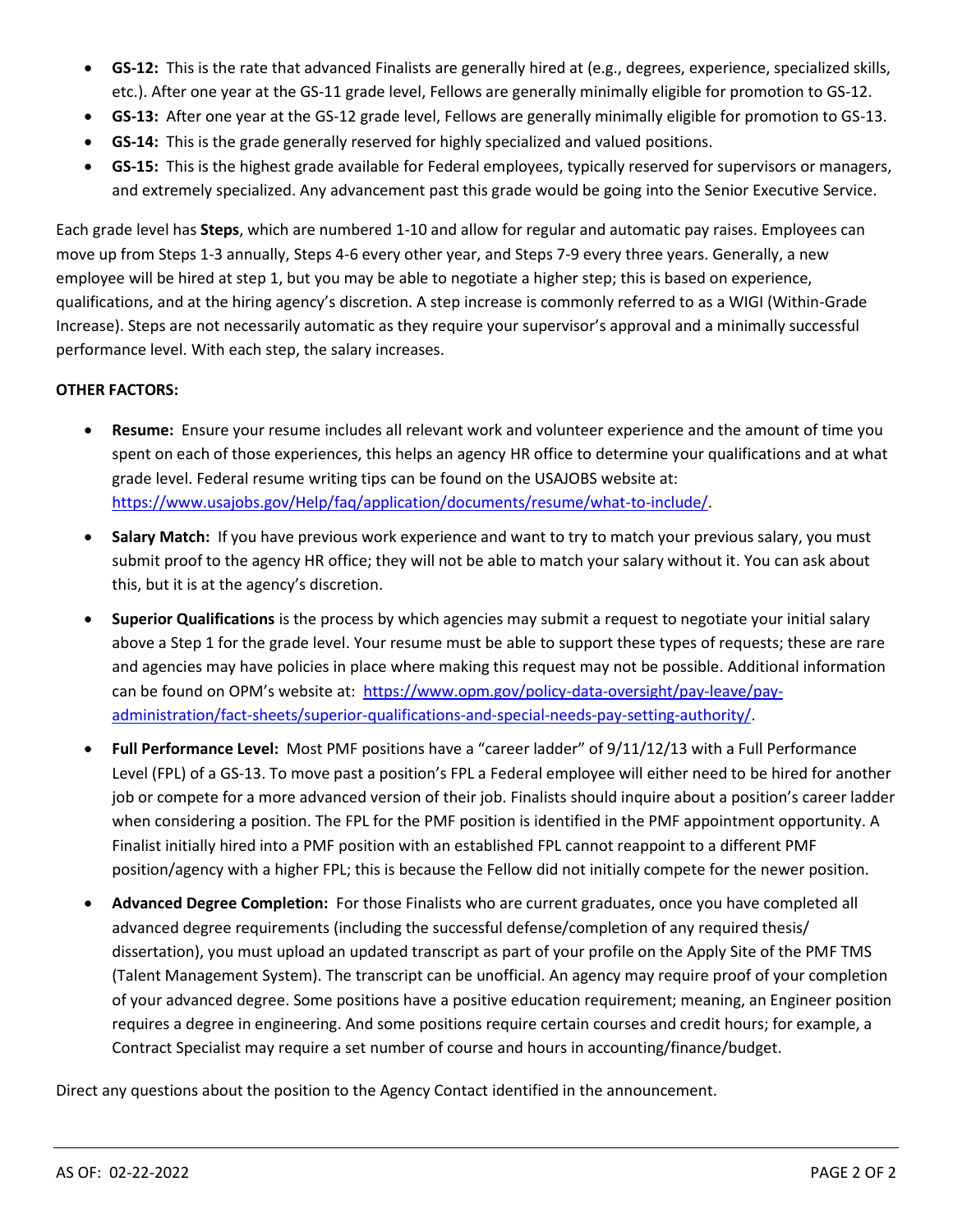- **GS-12:** This is the rate that advanced Finalists are generally hired at (e.g., degrees, experience, specialized skills, etc.). After one year at the GS-11 grade level, Fellows are generally minimally eligible for promotion to GS-12.
- **GS-13:** After one year at the GS-12 grade level, Fellows are generally minimally eligible for promotion to GS-13.
- **GS-14:** This is the grade generally reserved for highly specialized and valued positions.
- **GS-15:** This is the highest grade available for Federal employees, typically reserved for supervisors or managers, and extremely specialized. Any advancement past this grade would be going into the Senior Executive Service.

Each grade level has **Steps**, which are numbered 1-10 and allow for regular and automatic pay raises. Employees can move up from Steps 1-3 annually, Steps 4-6 every other year, and Steps 7-9 every three years. Generally, a new employee will be hired at step 1, but you may be able to negotiate a higher step; this is based on experience, qualifications, and at the hiring agency's discretion. A step increase is commonly referred to as a WIGI (Within-Grade Increase). Steps are not necessarily automatic as they require your supervisor's approval and a minimally successful performance level. With each step, the salary increases.

**OTHER FACTORS:**

- **Resume:** Ensure your resume includes all relevant work and volunteer experience and the amount of time you spent on each of those experiences, this helps an agency HR office to determine your qualifications and at what grade level. Federal resume writing tips can be found on the USAJOBS website at: https://www.usajobs.gov/Help/faq/application/documents/resume/what-to-include/.
- **Salary Match:** If you have previous work experience and want to try to match your previous salary, you must submit proof to the agency HR office; they will not be able to match your salary without it. You can ask about this, but it is at the agency's discretion.
- **Superior Qualifications** is the process by which agencies may submit a request to negotiate your initial salary above a Step 1 for the grade level. Your resume must be able to support these types of requests; these are rare and agencies may have policies in place where making this request may not be possible. Additional information can be found on OPM's website at: https://www.opm.gov/policy-data-oversight/pay-leave/pay-administration/fact-sheets/superior-qualifications-and-special-needs-pay-setting-authority/.
- **Full Performance Level:** Most PMF positions have a "career ladder" of 9/11/12/13 with a Full Performance Level (FPL) of a GS-13. To move past a position's FPL a Federal employee will either need to be hired for another job or compete for a more advanced version of their job. Finalists should inquire about a position's career ladder when considering a position. The FPL for the PMF position is identified in the PMF appointment opportunity. A Finalist initially hired into a PMF position with an established FPL cannot reappoint to a different PMF position/agency with a higher FPL; this is because the Fellow did not initially compete for the newer position.
- **Advanced Degree Completion:** For those Finalists who are current graduates, once you have completed all advanced degree requirements (including the successful defense/completion of any required thesis/ dissertation), you must upload an updated transcript as part of your profile on the Apply Site of the PMF TMS (Talent Management System). The transcript can be unofficial. An agency may require proof of your completion of your advanced degree. Some positions have a positive education requirement; meaning, an Engineer position requires a degree in engineering. And some positions require certain courses and credit hours; for example, a Contract Specialist may require a set number of course and hours in accounting/finance/budget.

Direct any questions about the position to the Agency Contact identified in the announcement.

AS OF: 02-22-2022